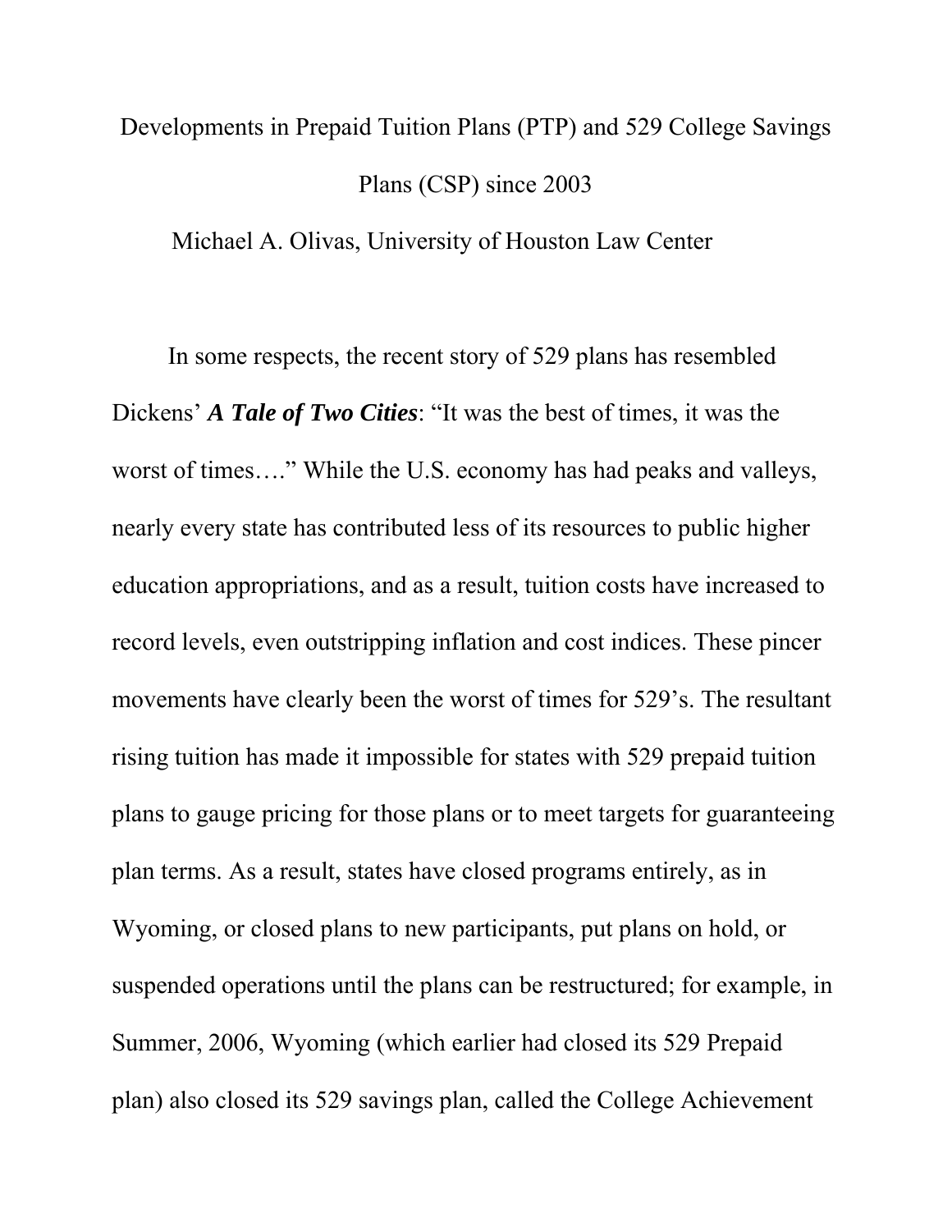# Developments in Prepaid Tuition Plans (PTP) and 529 College Savings Plans (CSP) since 2003

Michael A. Olivas, University of Houston Law Center

In some respects, the recent story of 529 plans has resembled Dickens' ***A Tale of Two Cities***: "It was the best of times, it was the worst of times…." While the U.S. economy has had peaks and valleys, nearly every state has contributed less of its resources to public higher education appropriations, and as a result, tuition costs have increased to record levels, even outstripping inflation and cost indices. These pincer movements have clearly been the worst of times for 529's. The resultant rising tuition has made it impossible for states with 529 prepaid tuition plans to gauge pricing for those plans or to meet targets for guaranteeing plan terms. As a result, states have closed programs entirely, as in Wyoming, or closed plans to new participants, put plans on hold, or suspended operations until the plans can be restructured; for example, in Summer, 2006, Wyoming (which earlier had closed its 529 Prepaid plan) also closed its 529 savings plan, called the College Achievement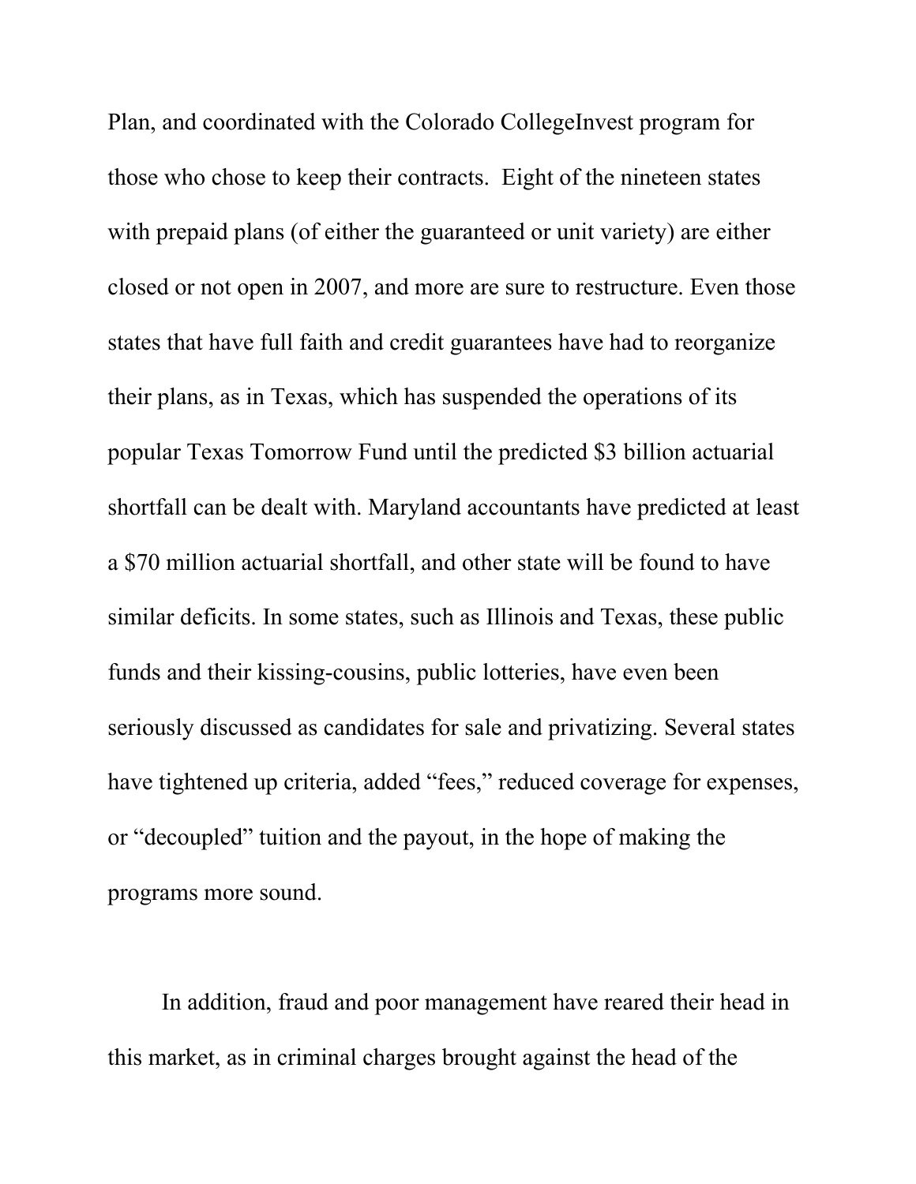Plan, and coordinated with the Colorado CollegeInvest program for those who chose to keep their contracts.  Eight of the nineteen states with prepaid plans (of either the guaranteed or unit variety) are either closed or not open in 2007, and more are sure to restructure. Even those states that have full faith and credit guarantees have had to reorganize their plans, as in Texas, which has suspended the operations of its popular Texas Tomorrow Fund until the predicted $3 billion actuarial shortfall can be dealt with. Maryland accountants have predicted at least a $70 million actuarial shortfall, and other state will be found to have similar deficits. In some states, such as Illinois and Texas, these public funds and their kissing-cousins, public lotteries, have even been seriously discussed as candidates for sale and privatizing. Several states have tightened up criteria, added "fees," reduced coverage for expenses, or "decoupled" tuition and the payout, in the hope of making the programs more sound.

In addition, fraud and poor management have reared their head in this market, as in criminal charges brought against the head of the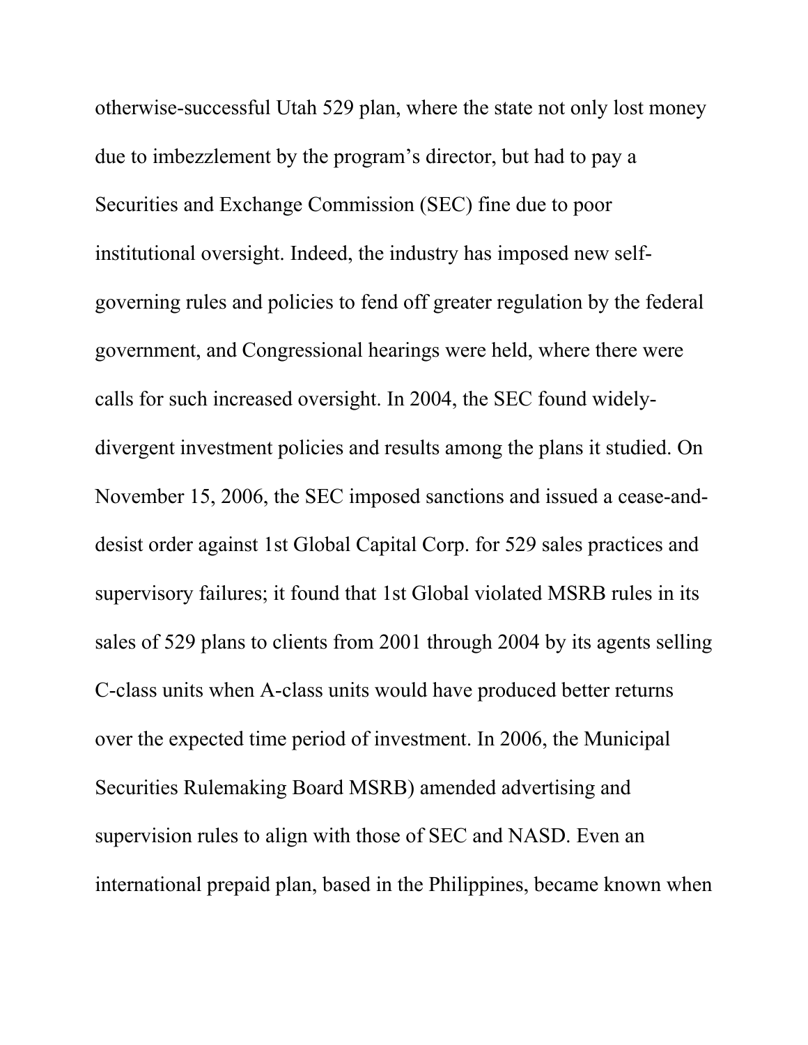otherwise-successful Utah 529 plan, where the state not only lost money due to imbezzlement by the program's director, but had to pay a Securities and Exchange Commission (SEC) fine due to poor institutional oversight. Indeed, the industry has imposed new self-governing rules and policies to fend off greater regulation by the federal government, and Congressional hearings were held, where there were calls for such increased oversight. In 2004, the SEC found widely-divergent investment policies and results among the plans it studied. On November 15, 2006, the SEC imposed sanctions and issued a cease-and-desist order against 1st Global Capital Corp. for 529 sales practices and supervisory failures; it found that 1st Global violated MSRB rules in its sales of 529 plans to clients from 2001 through 2004 by its agents selling C-class units when A-class units would have produced better returns over the expected time period of investment. In 2006, the Municipal Securities Rulemaking Board MSRB) amended advertising and supervision rules to align with those of SEC and NASD. Even an international prepaid plan, based in the Philippines, became known when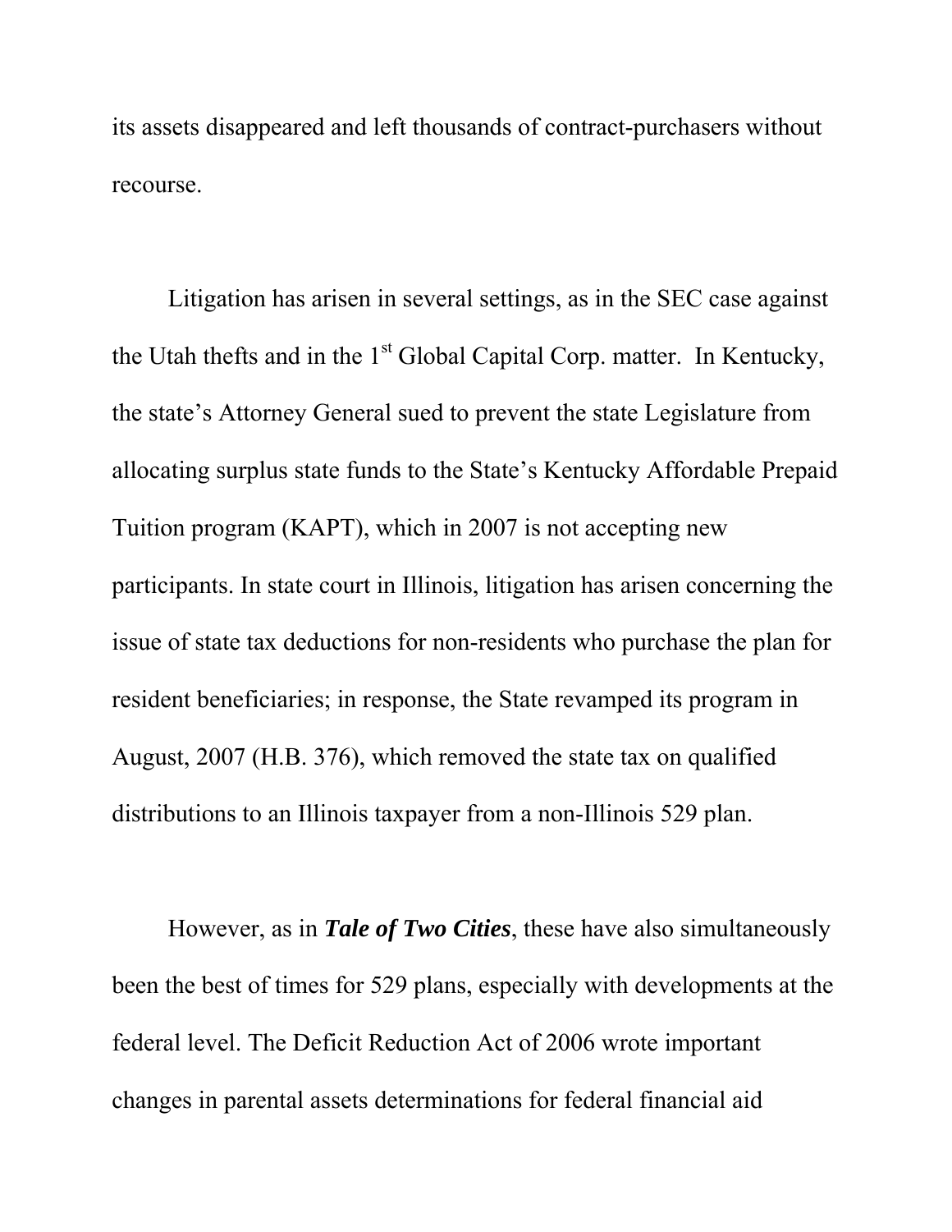its assets disappeared and left thousands of contract-purchasers without recourse.

Litigation has arisen in several settings, as in the SEC case against the Utah thefts and in the 1st Global Capital Corp. matter. In Kentucky, the state's Attorney General sued to prevent the state Legislature from allocating surplus state funds to the State's Kentucky Affordable Prepaid Tuition program (KAPT), which in 2007 is not accepting new participants. In state court in Illinois, litigation has arisen concerning the issue of state tax deductions for non-residents who purchase the plan for resident beneficiaries; in response, the State revamped its program in August, 2007 (H.B. 376), which removed the state tax on qualified distributions to an Illinois taxpayer from a non-Illinois 529 plan.

However, as in ***Tale of Two Cities***, these have also simultaneously been the best of times for 529 plans, especially with developments at the federal level. The Deficit Reduction Act of 2006 wrote important changes in parental assets determinations for federal financial aid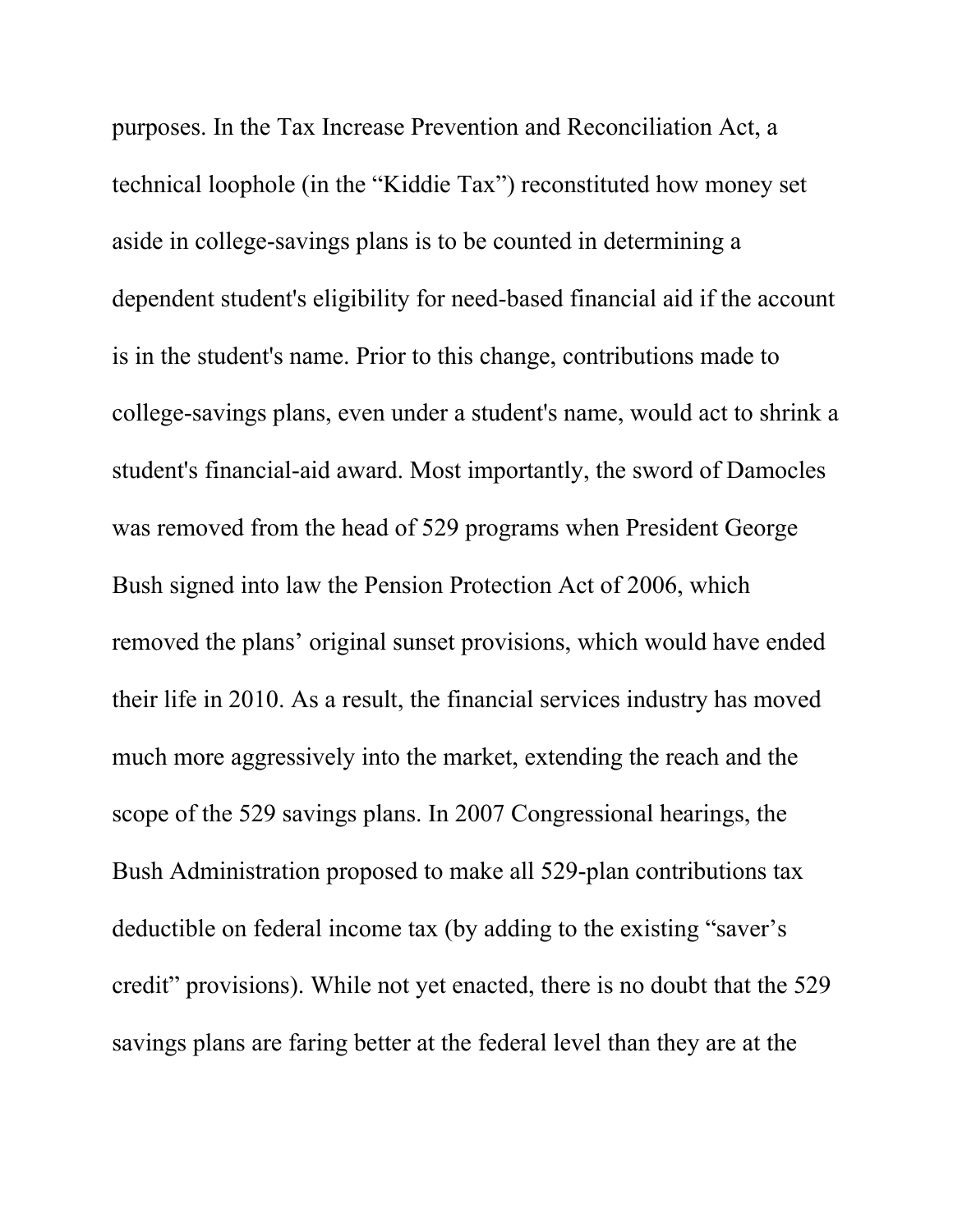purposes. In the Tax Increase Prevention and Reconciliation Act, a technical loophole (in the "Kiddie Tax") reconstituted how money set aside in college-savings plans is to be counted in determining a dependent student's eligibility for need-based financial aid if the account is in the student's name. Prior to this change, contributions made to college-savings plans, even under a student's name, would act to shrink a student's financial-aid award. Most importantly, the sword of Damocles was removed from the head of 529 programs when President George Bush signed into law the Pension Protection Act of 2006, which removed the plans' original sunset provisions, which would have ended their life in 2010. As a result, the financial services industry has moved much more aggressively into the market, extending the reach and the scope of the 529 savings plans. In 2007 Congressional hearings, the Bush Administration proposed to make all 529-plan contributions tax deductible on federal income tax (by adding to the existing "saver's credit" provisions). While not yet enacted, there is no doubt that the 529 savings plans are faring better at the federal level than they are at the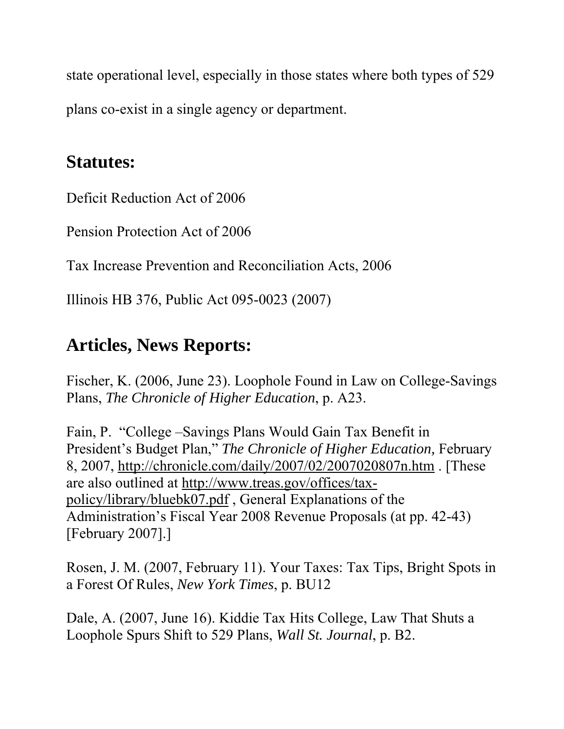state operational level, especially in those states where both types of 529 plans co-exist in a single agency or department.

## Statutes:

Deficit Reduction Act of 2006

Pension Protection Act of 2006

Tax Increase Prevention and Reconciliation Acts, 2006

Illinois HB 376, Public Act 095-0023 (2007)

## Articles, News Reports:

Fischer, K. (2006, June 23). Loophole Found in Law on College-Savings Plans, *The Chronicle of Higher Education*, p. A23.

Fain, P. "College –Savings Plans Would Gain Tax Benefit in President's Budget Plan," *The Chronicle of Higher Education,* February 8, 2007, http://chronicle.com/daily/2007/02/2007020807n.htm . [These are also outlined at http://www.treas.gov/offices/tax-policy/library/bluebk07.pdf , General Explanations of the Administration's Fiscal Year 2008 Revenue Proposals (at pp. 42-43) [February 2007].]

Rosen, J. M. (2007, February 11). Your Taxes: Tax Tips, Bright Spots in a Forest Of Rules, *New York Times*, p. BU12

Dale, A. (2007, June 16). Kiddie Tax Hits College, Law That Shuts a Loophole Spurs Shift to 529 Plans, *Wall St. Journal*, p. B2.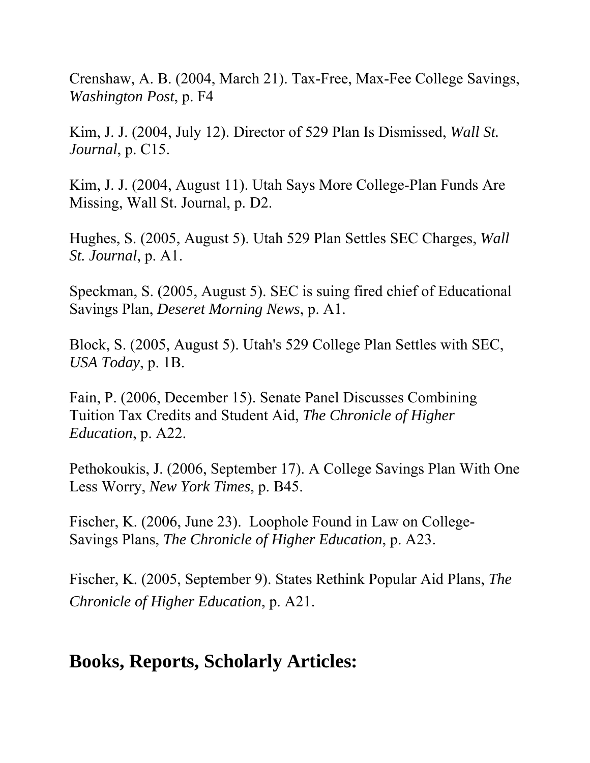Crenshaw, A. B. (2004, March 21). Tax-Free, Max-Fee College Savings, *Washington Post*, p. F4

Kim, J. J. (2004, July 12). Director of 529 Plan Is Dismissed, *Wall St. Journal*, p. C15.

Kim, J. J. (2004, August 11). Utah Says More College-Plan Funds Are Missing, Wall St. Journal, p. D2.

Hughes, S. (2005, August 5). Utah 529 Plan Settles SEC Charges, *Wall St. Journal*, p. A1.

Speckman, S. (2005, August 5). SEC is suing fired chief of Educational Savings Plan, *Deseret Morning News*, p. A1.

Block, S. (2005, August 5). Utah's 529 College Plan Settles with SEC, *USA Today*, p. 1B.

Fain, P. (2006, December 15). Senate Panel Discusses Combining Tuition Tax Credits and Student Aid, *The Chronicle of Higher Education*, p. A22.

Pethokoukis, J. (2006, September 17). A College Savings Plan With One Less Worry, *New York Times*, p. B45.

Fischer, K. (2006, June 23). Loophole Found in Law on College-Savings Plans, *The Chronicle of Higher Education*, p. A23.

Fischer, K. (2005, September 9). States Rethink Popular Aid Plans, *The Chronicle of Higher Education*, p. A21.

## Books, Reports, Scholarly Articles: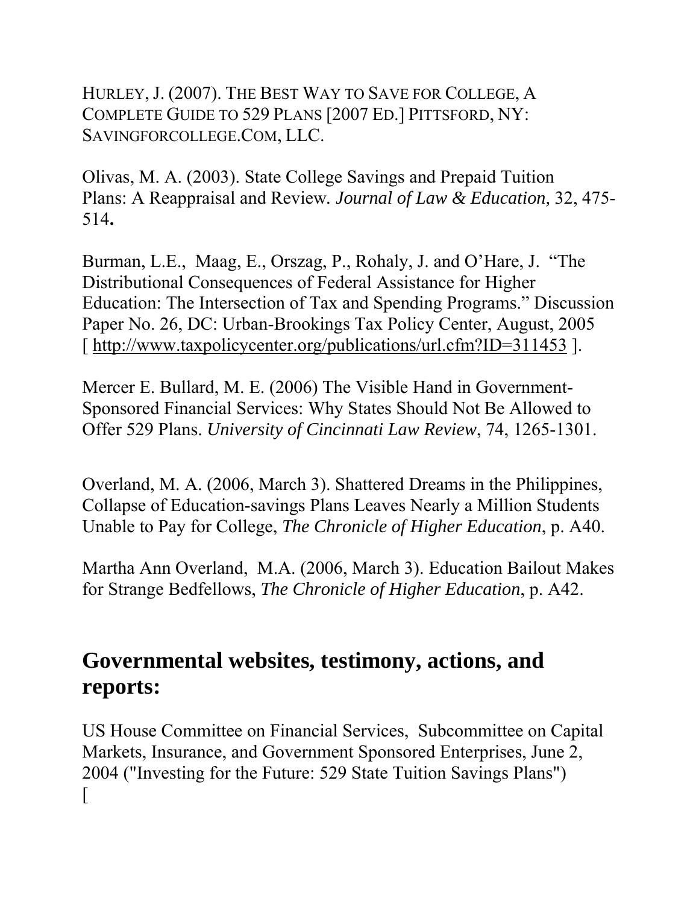HURLEY, J. (2007). THE BEST WAY TO SAVE FOR COLLEGE, A COMPLETE GUIDE TO 529 PLANS [2007 ED.] PITTSFORD, NY: SAVINGFORCOLLEGE.COM, LLC.

Olivas, M. A. (2003). State College Savings and Prepaid Tuition Plans: A Reappraisal and Review. *Journal of Law & Education,* 32, 475-514**.**

Burman, L.E., Maag, E., Orszag, P., Rohaly, J. and O'Hare, J. "The Distributional Consequences of Federal Assistance for Higher Education: The Intersection of Tax and Spending Programs." Discussion Paper No. 26, DC: Urban-Brookings Tax Policy Center, August, 2005 [ http://www.taxpolicycenter.org/publications/url.cfm?ID=311453 ].

Mercer E. Bullard, M. E. (2006) The Visible Hand in Government-Sponsored Financial Services: Why States Should Not Be Allowed to Offer 529 Plans. *University of Cincinnati Law Review*, 74, 1265-1301.

Overland, M. A. (2006, March 3). Shattered Dreams in the Philippines, Collapse of Education-savings Plans Leaves Nearly a Million Students Unable to Pay for College, *The Chronicle of Higher Education*, p. A40.

Martha Ann Overland, M.A. (2006, March 3). Education Bailout Makes for Strange Bedfellows, *The Chronicle of Higher Education*, p. A42.

## Governmental websites, testimony, actions, and reports:

US House Committee on Financial Services, Subcommittee on Capital Markets, Insurance, and Government Sponsored Enterprises, June 2, 2004 ("Investing for the Future: 529 State Tuition Savings Plans") [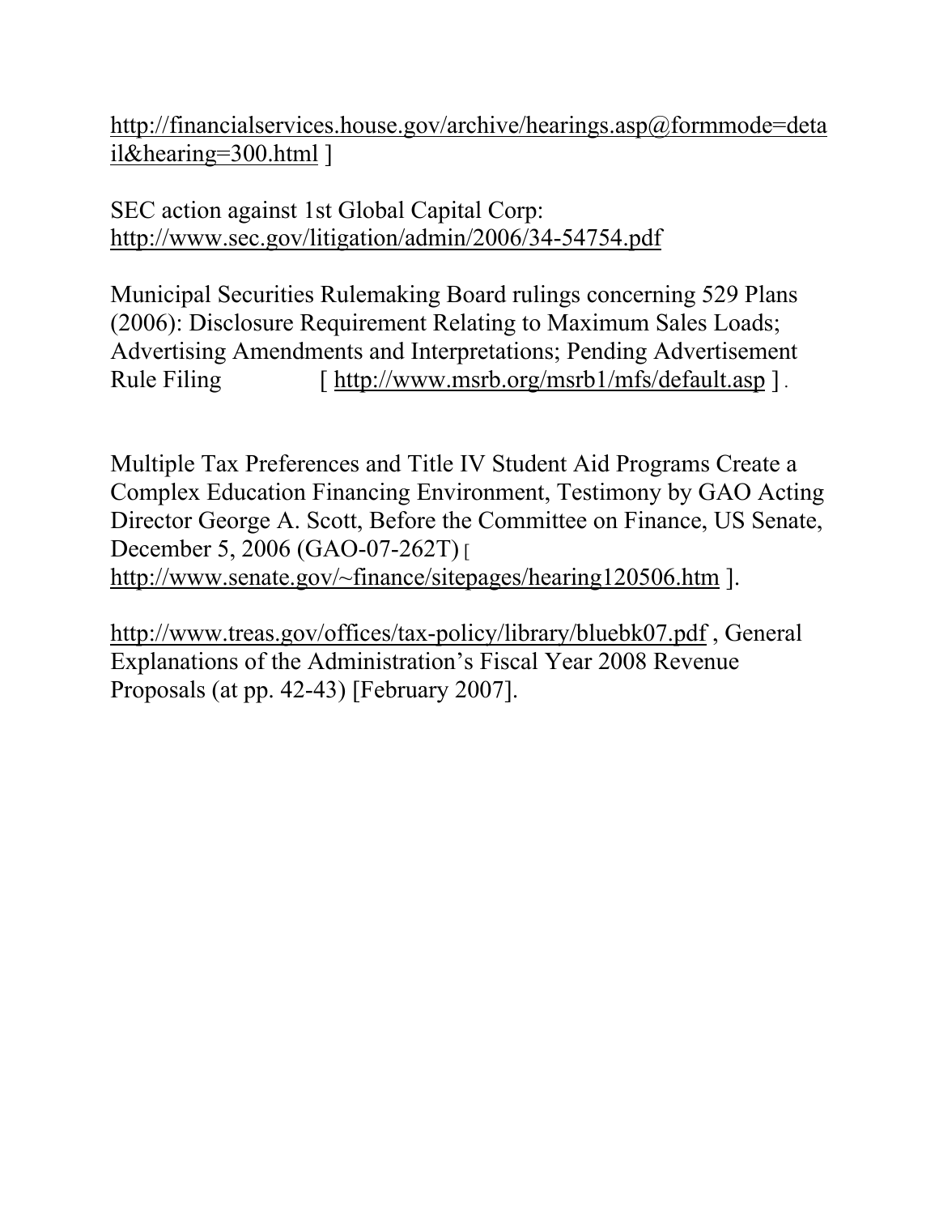http://financialservices.house.gov/archive/hearings.asp@formmode=detail&hearing=300.html ]

SEC action against 1st Global Capital Corp: http://www.sec.gov/litigation/admin/2006/34-54754.pdf

Municipal Securities Rulemaking Board rulings concerning 529 Plans (2006): Disclosure Requirement Relating to Maximum Sales Loads; Advertising Amendments and Interpretations; Pending Advertisement Rule Filing [ http://www.msrb.org/msrb1/mfs/default.asp ] .

Multiple Tax Preferences and Title IV Student Aid Programs Create a Complex Education Financing Environment, Testimony by GAO Acting Director George A. Scott, Before the Committee on Finance, US Senate, December 5, 2006 (GAO-07-262T) [ http://www.senate.gov/~finance/sitepages/hearing120506.htm ].

http://www.treas.gov/offices/tax-policy/library/bluebk07.pdf , General Explanations of the Administration's Fiscal Year 2008 Revenue Proposals (at pp. 42-43) [February 2007].